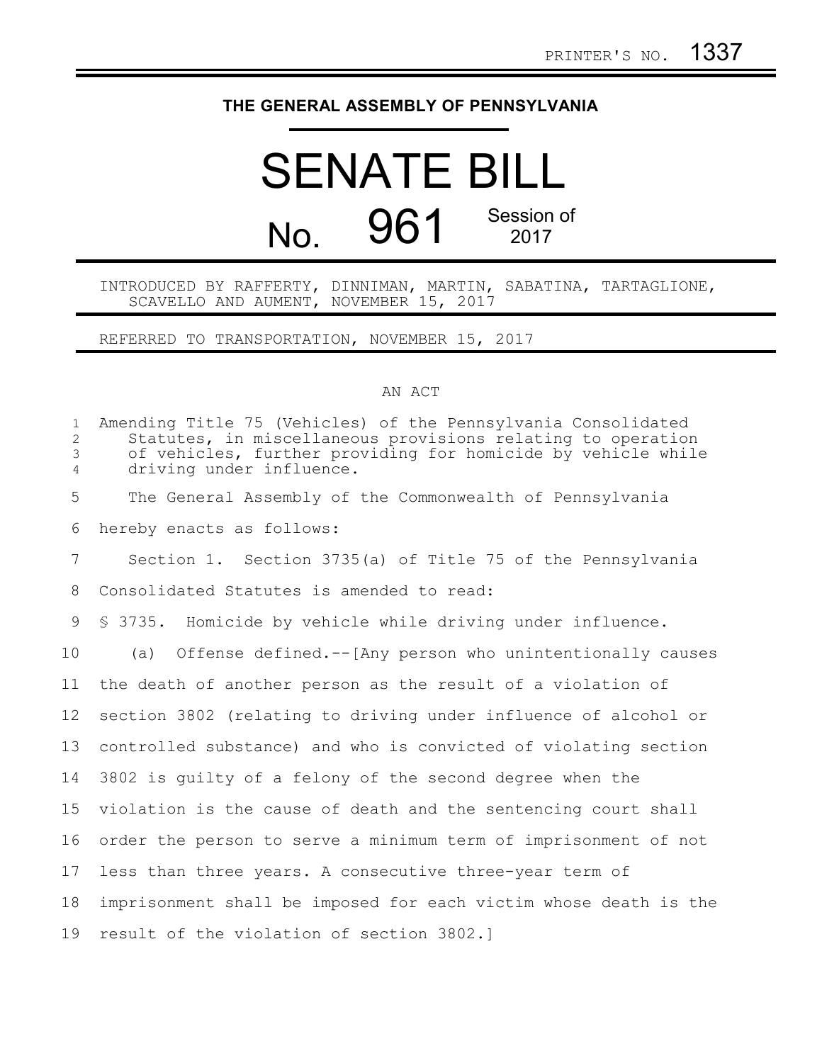PRINTER'S NO. 1337

# THE GENERAL ASSEMBLY OF PENNSYLVANIA

# SENATE BILL

## No. 961 Session of 2017

INTRODUCED BY RAFFERTY, DINNIMAN, MARTIN, SABATINA, TARTAGLIONE, SCAVELLO AND AUMENT, NOVEMBER 15, 2017

REFERRED TO TRANSPORTATION, NOVEMBER 15, 2017

AN ACT

Amending Title 75 (Vehicles) of the Pennsylvania Consolidated Statutes, in miscellaneous provisions relating to operation of vehicles, further providing for homicide by vehicle while driving under influence.

The General Assembly of the Commonwealth of Pennsylvania hereby enacts as follows:

Section 1. Section 3735(a) of Title 75 of the Pennsylvania Consolidated Statutes is amended to read:

§ 3735. Homicide by vehicle while driving under influence.

(a) Offense defined.--[Any person who unintentionally causes the death of another person as the result of a violation of section 3802 (relating to driving under influence of alcohol or controlled substance) and who is convicted of violating section 3802 is guilty of a felony of the second degree when the violation is the cause of death and the sentencing court shall order the person to serve a minimum term of imprisonment of not less than three years. A consecutive three-year term of imprisonment shall be imposed for each victim whose death is the result of the violation of section 3802.]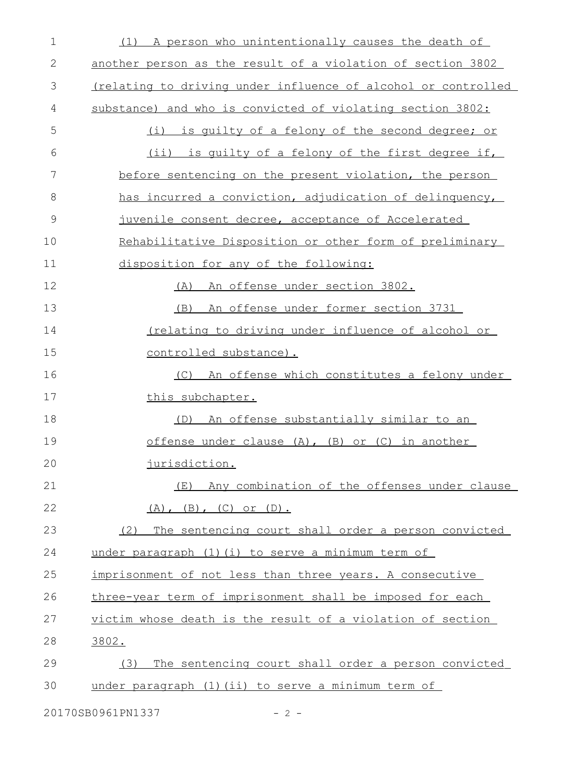(1) A person who unintentionally causes the death of another person as the result of a violation of section 3802 (relating to driving under influence of alcohol or controlled substance) and who is convicted of violating section 3802:

(i) is guilty of a felony of the second degree; or

(ii) is guilty of a felony of the first degree if, before sentencing on the present violation, the person has incurred a conviction, adjudication of delinquency, juvenile consent decree, acceptance of Accelerated Rehabilitative Disposition or other form of preliminary disposition for any of the following:

(A) An offense under section 3802.

(B) An offense under former section 3731 (relating to driving under influence of alcohol or controlled substance).

(C) An offense which constitutes a felony under this subchapter.

(D) An offense substantially similar to an offense under clause (A), (B) or (C) in another jurisdiction.

(E) Any combination of the offenses under clause (A), (B), (C) or (D).

(2) The sentencing court shall order a person convicted under paragraph (1)(i) to serve a minimum term of imprisonment of not less than three years. A consecutive three-year term of imprisonment shall be imposed for each victim whose death is the result of a violation of section 3802.

(3) The sentencing court shall order a person convicted under paragraph (1)(ii) to serve a minimum term of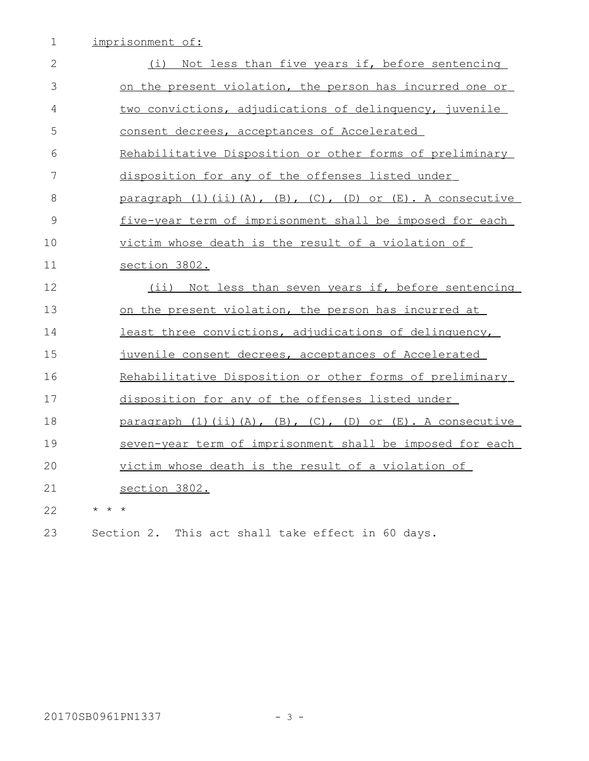imprisonment of:

(i) Not less than five years if, before sentencing on the present violation, the person has incurred one or two convictions, adjudications of delinquency, juvenile consent decrees, acceptances of Accelerated Rehabilitative Disposition or other forms of preliminary disposition for any of the offenses listed under paragraph (1)(ii)(A), (B), (C), (D) or (E). A consecutive five-year term of imprisonment shall be imposed for each victim whose death is the result of a violation of section 3802.

(ii) Not less than seven years if, before sentencing on the present violation, the person has incurred at least three convictions, adjudications of delinquency, juvenile consent decrees, acceptances of Accelerated Rehabilitative Disposition or other forms of preliminary disposition for any of the offenses listed under paragraph (1)(ii)(A), (B), (C), (D) or (E). A consecutive seven-year term of imprisonment shall be imposed for each victim whose death is the result of a violation of section 3802.

* * *

Section 2. This act shall take effect in 60 days.